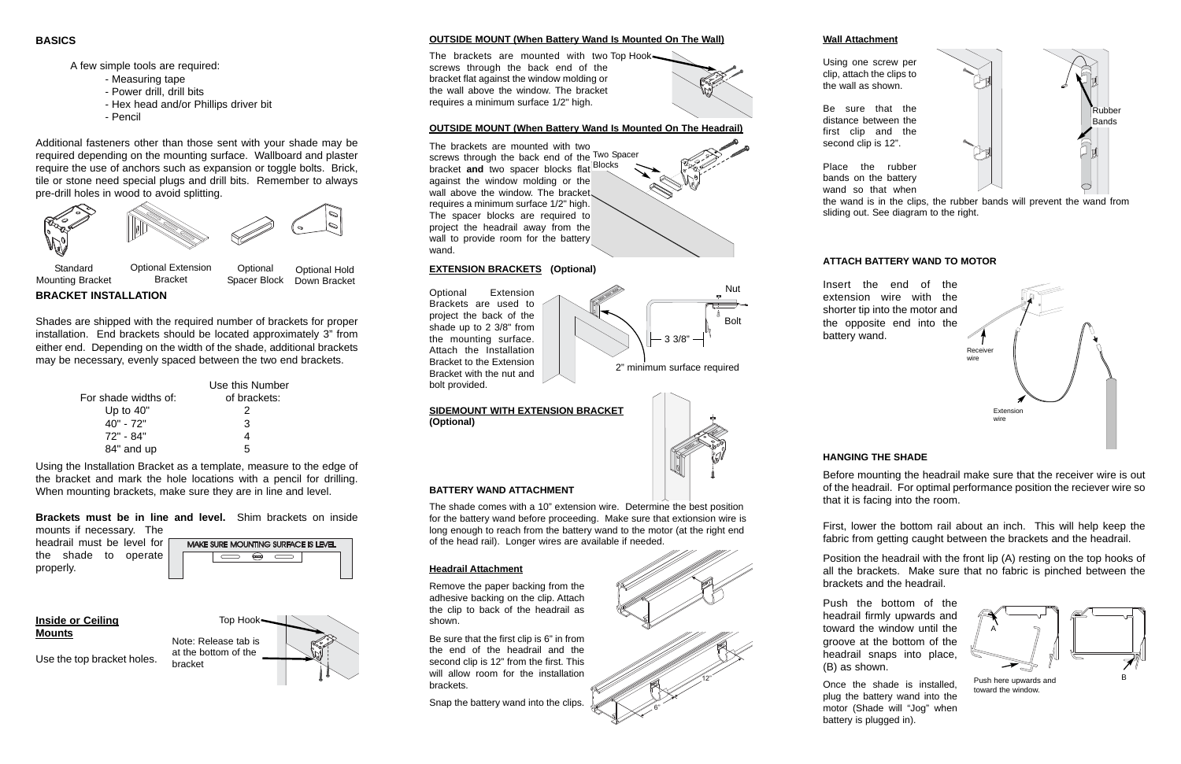## BASICS

A few simple tools are required:

- Measuring tape
- Power drill, drill bits
- Hex head and/or Phillips driver bit
- Pencil

Additional fasteners other than those sent with your shade may be required depending on the mounting surface. Wallboard and plaster require the use of anchors such as expansion or toggle bolts. Brick, tile or stone need special plugs and drill bits. Remember to always pre-drill holes in wood to avoid splitting.

Standard Mounting Bracket

Optional Extension Bracket

Optional Spacer Block

Optional Hold Down Bracket

## BRACKET INSTALLATION

Shades are shipped with the required number of brackets for proper installation. End brackets should be located approximately 3" from either end. Depending on the width of the shade, additional brackets may be necessary, evenly spaced between the two end brackets.

| For shade widths of: | Use this Number of brackets: |
|---|---|
| Up to 40" | 2 |
| 40" - 72" | 3 |
| 72" - 84" | 4 |
| 84" and up | 5 |

Using the Installation Bracket as a template, measure to the edge of the bracket and mark the hole locations with a pencil for drilling. When mounting brackets, make sure they are in line and level.

**Brackets must be in line and level.** Shim brackets on inside mounts if necessary. The headrail must be level for the shade to operate properly.

MAKE SURE MOUNTING SURFACE IS LEVEL

### Inside or Ceiling Mounts

Use the top bracket holes.

Top Hook

Note: Release tab is at the bottom of the bracket

### OUTSIDE MOUNT (When Battery Wand Is Mounted On The Wall)

The brackets are mounted with two screws through the back end of the bracket flat against the window molding or the wall above the window. The bracket requires a minimum surface 1/2" high.

Top Hook

### OUTSIDE MOUNT (When Battery Wand Is Mounted On The Headrail)

The brackets are mounted with two screws through the back end of the bracket **and** two spacer blocks flat against the window molding or the wall above the window. The bracket requires a minimum surface 1/2" high. The spacer blocks are required to project the headrail away from the wall to provide room for the battery wand.

Two Spacer Blocks

### EXTENSION BRACKETS (Optional)

Optional Extension Brackets are used to project the back of the shade up to 2 3/8" from the mounting surface. Attach the Installation Bracket to the Extension Bracket with the nut and bolt provided.

Nut

Bolt

3 3/8"

2" minimum surface required

### SIDEMOUNT WITH EXTENSION BRACKET (Optional)

### BATTERY WAND ATTACHMENT

The shade comes with a 10" extension wire. Determine the best position for the battery wand before proceeding. Make sure that extionsion wire is long enough to reach from the battery wand to the motor (at the right end of the head rail). Longer wires are available if needed.

#### Headrail Attachment

Remove the paper backing from the adhesive backing on the clip. Attach the clip to back of the headrail as shown.

Be sure that the first clip is 6" in from the end of the headrail and the second clip is 12" from the first. This will allow room for the installation brackets.

Snap the battery wand into the clips.

12"

6"

#### Wall Attachment

Using one screw per clip, attach the clips to the wall as shown.

Be sure that the distance between the first clip and the second clip is 12".

Place the rubber bands on the battery wand so that when the wand is in the clips, the rubber bands will prevent the wand from sliding out. See diagram to the right.

Rubber Bands

### ATTACH BATTERY WAND TO MOTOR

Insert the end of the extension wire with the shorter tip into the motor and the opposite end into the battery wand.

Receiver wire

Extension wire

### HANGING THE SHADE

Before mounting the headrail make sure that the receiver wire is out of the headrail. For optimal performance position the reciever wire so that it is facing into the room.

First, lower the bottom rail about an inch. This will help keep the fabric from getting caught between the brackets and the headrail.

Position the headrail with the front lip (A) resting on the top hooks of all the brackets. Make sure that no fabric is pinched between the brackets and the headrail.

Push the bottom of the headrail firmly upwards and toward the window until the groove at the bottom of the headrail snaps into place, (B) as shown.

A

B

Push here upwards and toward the window.

Once the shade is installed, plug the battery wand into the motor (Shade will "Jog" when battery is plugged in).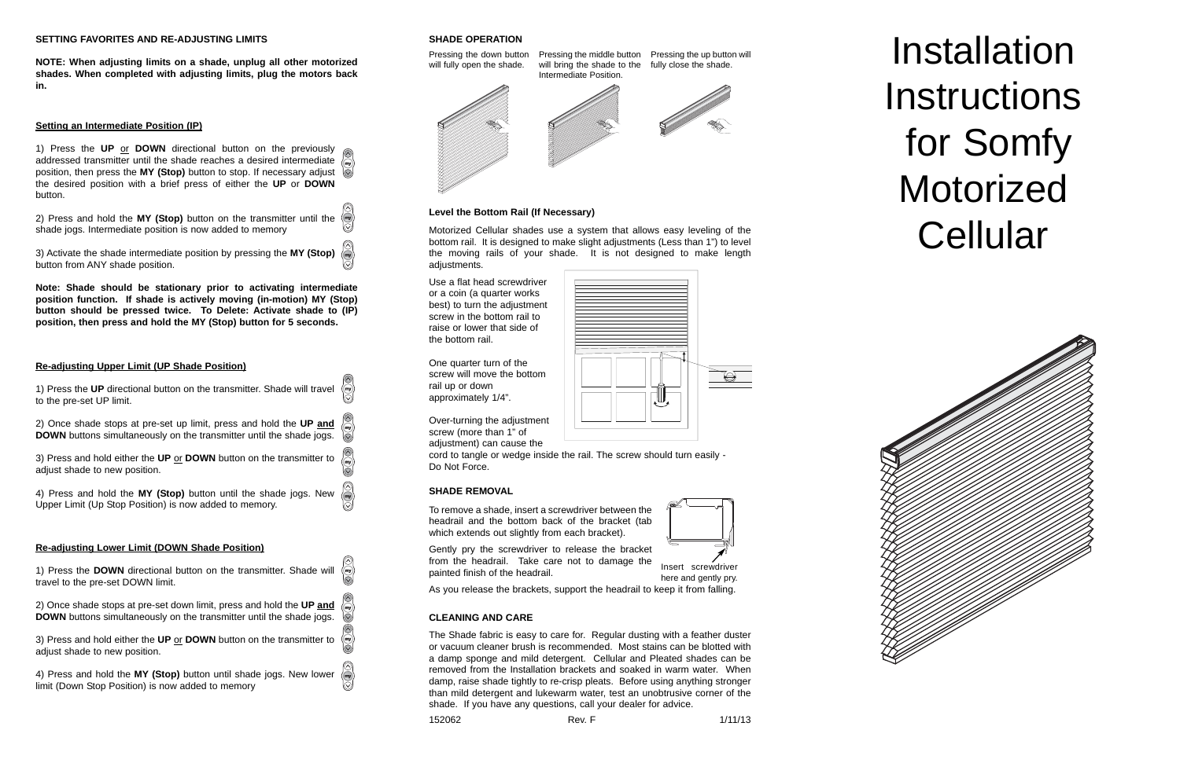**SETTING FAVORITES AND RE-ADJUSTING LIMITS**

**NOTE: When adjusting limits on a shade, unplug all other motorized shades. When completed with adjusting limits, plug the motors back in.**

**Setting an Intermediate Position (IP)**

1) Press the **UP** or **DOWN** directional button on the previously addressed transmitter until the shade reaches a desired intermediate position, then press the **MY (Stop)** button to stop. If necessary adjust the desired position with a brief press of either the **UP** or **DOWN** button.

2) Press and hold the **MY (Stop)** button on the transmitter until the shade jogs. Intermediate position is now added to memory

3) Activate the shade intermediate position by pressing the **MY (Stop)** button from ANY shade position.

**Note: Shade should be stationary prior to activating intermediate position function. If shade is actively moving (in-motion) MY (Stop) button should be pressed twice. To Delete: Activate shade to (IP) position, then press and hold the MY (Stop) button for 5 seconds.**

**Re-adjusting Upper Limit (UP Shade Position)**

1) Press the **UP** directional button on the transmitter. Shade will travel to the pre-set UP limit.

2) Once shade stops at pre-set up limit, press and hold the **UP and DOWN** buttons simultaneously on the transmitter until the shade jogs.

3) Press and hold either the **UP** or **DOWN** button on the transmitter to adjust shade to new position.

4) Press and hold the **MY (Stop)** button until the shade jogs. New Upper Limit (Up Stop Position) is now added to memory.

**Re-adjusting Lower Limit (DOWN Shade Position)**

1) Press the **DOWN** directional button on the transmitter. Shade will travel to the pre-set DOWN limit.

2) Once shade stops at pre-set down limit, press and hold the **UP and DOWN** buttons simultaneously on the transmitter until the shade jogs.

3) Press and hold either the **UP** or **DOWN** button on the transmitter to adjust shade to new position.

4) Press and hold the **MY (Stop)** button until shade jogs. New lower limit (Down Stop Position) is now added to memory

**SHADE OPERATION**

Pressing the down button will fully open the shade.

Pressing the middle button will bring the shade to the Intermediate Position.

Pressing the up button will fully close the shade.

**Level the Bottom Rail (If Necessary)**

Motorized Cellular shades use a system that allows easy leveling of the bottom rail. It is designed to make slight adjustments (Less than 1") to level the moving rails of your shade. It is not designed to make length adjustments.

Use a flat head screwdriver or a coin (a quarter works best) to turn the adjustment screw in the bottom rail to raise or lower that side of the bottom rail.

One quarter turn of the screw will move the bottom rail up or down approximately 1/4".

Over-turning the adjustment screw (more than 1" of adjustment) can cause the cord to tangle or wedge inside the rail. The screw should turn easily - Do Not Force.

**SHADE REMOVAL**

To remove a shade, insert a screwdriver between the headrail and the bottom back of the bracket (tab which extends out slightly from each bracket).

Gently pry the screwdriver to release the bracket from the headrail. Take care not to damage the painted finish of the headrail.

Insert screwdriver here and gently pry.

As you release the brackets, support the headrail to keep it from falling.

**CLEANING AND CARE**

The Shade fabric is easy to care for. Regular dusting with a feather duster or vacuum cleaner brush is recommended. Most stains can be blotted with a damp sponge and mild detergent. Cellular and Pleated shades can be removed from the Installation brackets and soaked in warm water. When damp, raise shade tightly to re-crisp pleats. Before using anything stronger than mild detergent and lukewarm water, test an unobtrusive corner of the shade. If you have any questions, call your dealer for advice.

152062 Rev. F 1/11/13

# Installation Instructions for Somfy Motorized Cellular